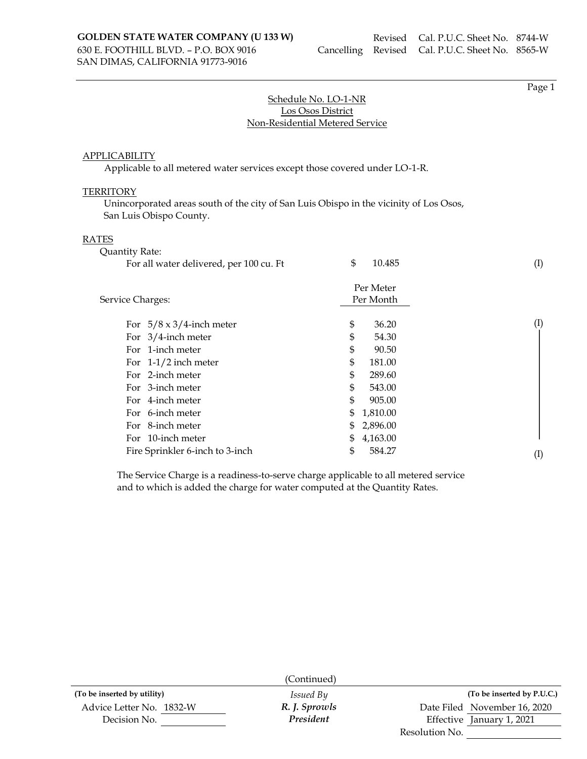**GOLDEN STATE WATER COMPANY (U 133 W)**
630 E. FOOTHILL BLVD. – P.O. BOX 9016
SAN DIMAS, CALIFORNIA 91773-9016

Revised Cal. P.U.C. Sheet No. 8744-W
Cancelling Revised Cal. P.U.C. Sheet No. 8565-W

Schedule No. LO-1-NR
Los Osos District
Non-Residential Metered Service

APPLICABILITY

Applicable to all metered water services except those covered under LO-1-R.

TERRITORY

Unincorporated areas south of the city of San Luis Obispo in the vicinity of Los Osos, San Luis Obispo County.

RATES

Quantity Rate:

| | | |
|---|---|---|
| For all water delivered, per 100 cu. Ft | $ 10.485 | (I) |

| Service Charges: | Per Meter Per Month | |
|---|---|---|
| For 5/8 x 3/4-inch meter | $ 36.20 | (I) |
| For 3/4-inch meter | $ 54.30 | \| |
| For 1-inch meter | $ 90.50 | \| |
| For 1-1/2 inch meter | $ 181.00 | \| |
| For 2-inch meter | $ 289.60 | \| |
| For 3-inch meter | $ 543.00 | \| |
| For 4-inch meter | $ 905.00 | \| |
| For 6-inch meter | $ 1,810.00 | \| |
| For 8-inch meter | $ 2,896.00 | \| |
| For 10-inch meter | $ 4,163.00 | \| |
| Fire Sprinkler 6-inch to 3-inch | $ 584.27 | (I) |

The Service Charge is a readiness-to-serve charge applicable to all metered service and to which is added the charge for water computed at the Quantity Rates.

(Continued)

| (To be inserted by utility) | Issued By | (To be inserted by P.U.C.) |
|---|---|---|
| Advice Letter No. 1832-W | *R. J. Sprowls* | Date Filed November 16, 2020 |
| Decision No. | *President* | Effective January 1, 2021 |
| | | Resolution No. |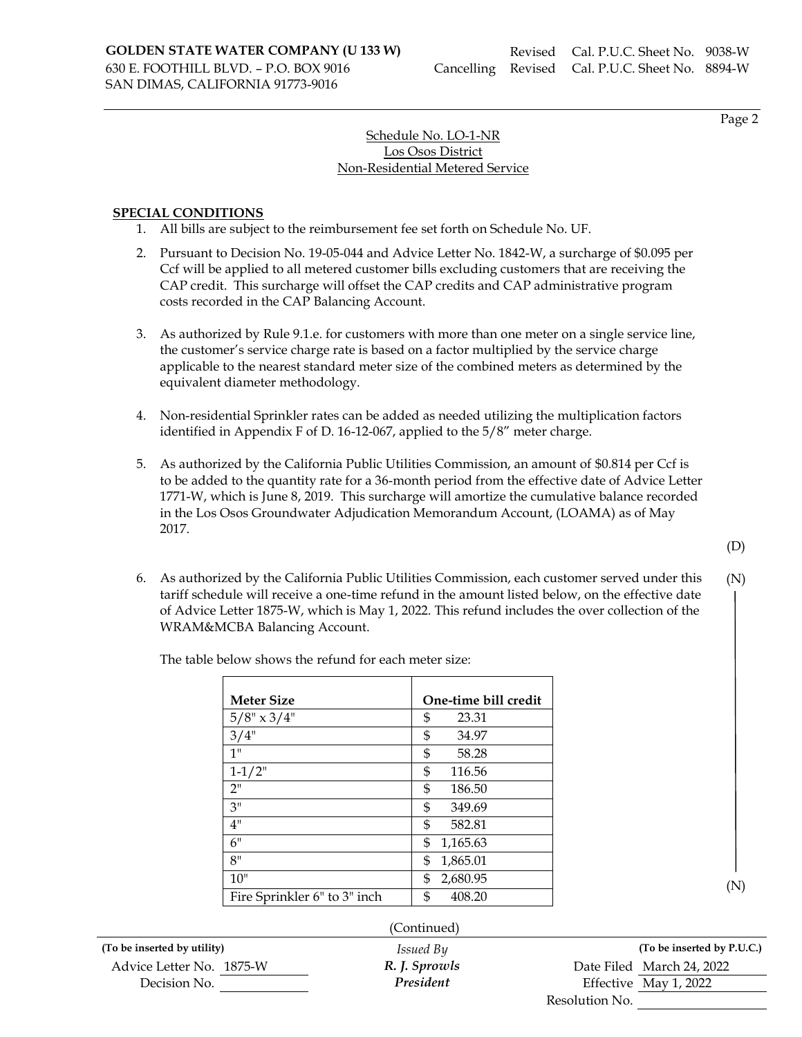**GOLDEN STATE WATER COMPANY (U 133 W)**
630 E. FOOTHILL BLVD. – P.O. BOX 9016
SAN DIMAS, CALIFORNIA 91773-9016

Revised Cal. P.U.C. Sheet No. 9038-W
Cancelling Revised Cal. P.U.C. Sheet No. 8894-W

Schedule No. LO-1-NR
Los Osos District
Non-Residential Metered Service

**SPECIAL CONDITIONS**

1. All bills are subject to the reimbursement fee set forth on Schedule No. UF.
2. Pursuant to Decision No. 19-05-044 and Advice Letter No. 1842-W, a surcharge of $0.095 per Ccf will be applied to all metered customer bills excluding customers that are receiving the CAP credit. This surcharge will offset the CAP credits and CAP administrative program costs recorded in the CAP Balancing Account.
3. As authorized by Rule 9.1.e. for customers with more than one meter on a single service line, the customer's service charge rate is based on a factor multiplied by the service charge applicable to the nearest standard meter size of the combined meters as determined by the equivalent diameter methodology.
4. Non-residential Sprinkler rates can be added as needed utilizing the multiplication factors identified in Appendix F of D. 16-12-067, applied to the 5/8" meter charge.
5. As authorized by the California Public Utilities Commission, an amount of $0.814 per Ccf is to be added to the quantity rate for a 36-month period from the effective date of Advice Letter 1771-W, which is June 8, 2019. This surcharge will amortize the cumulative balance recorded in the Los Osos Groundwater Adjudication Memorandum Account, (LOAMA) as of May 2017.

(D)

6. As authorized by the California Public Utilities Commission, each customer served under this tariff schedule will receive a one-time refund in the amount listed below, on the effective date of Advice Letter 1875-W, which is May 1, 2022. This refund includes the over collection of the WRAM&MCBA Balancing Account. (N)

   The table below shows the refund for each meter size:

| Meter Size | One-time bill credit |
|---|---|
| 5/8" x 3/4" | $ 23.31 |
| 3/4" | $ 34.97 |
| 1" | $ 58.28 |
| 1-1/2" | $ 116.56 |
| 2" | $ 186.50 |
| 3" | $ 349.69 |
| 4" | $ 582.81 |
| 6" | $ 1,165.63 |
| 8" | $ 1,865.01 |
| 10" | $ 2,680.95 |
| Fire Sprinkler 6" to 3" inch | $ 408.20 |

(N)

(Continued)

| (To be inserted by utility) | Issued By | (To be inserted by P.U.C.) |
|---|---|---|
| Advice Letter No. 1875-W | *R. J. Sprowls* | Date Filed March 24, 2022 |
| Decision No. | *President* | Effective May 1, 2022 |
| | | Resolution No. |